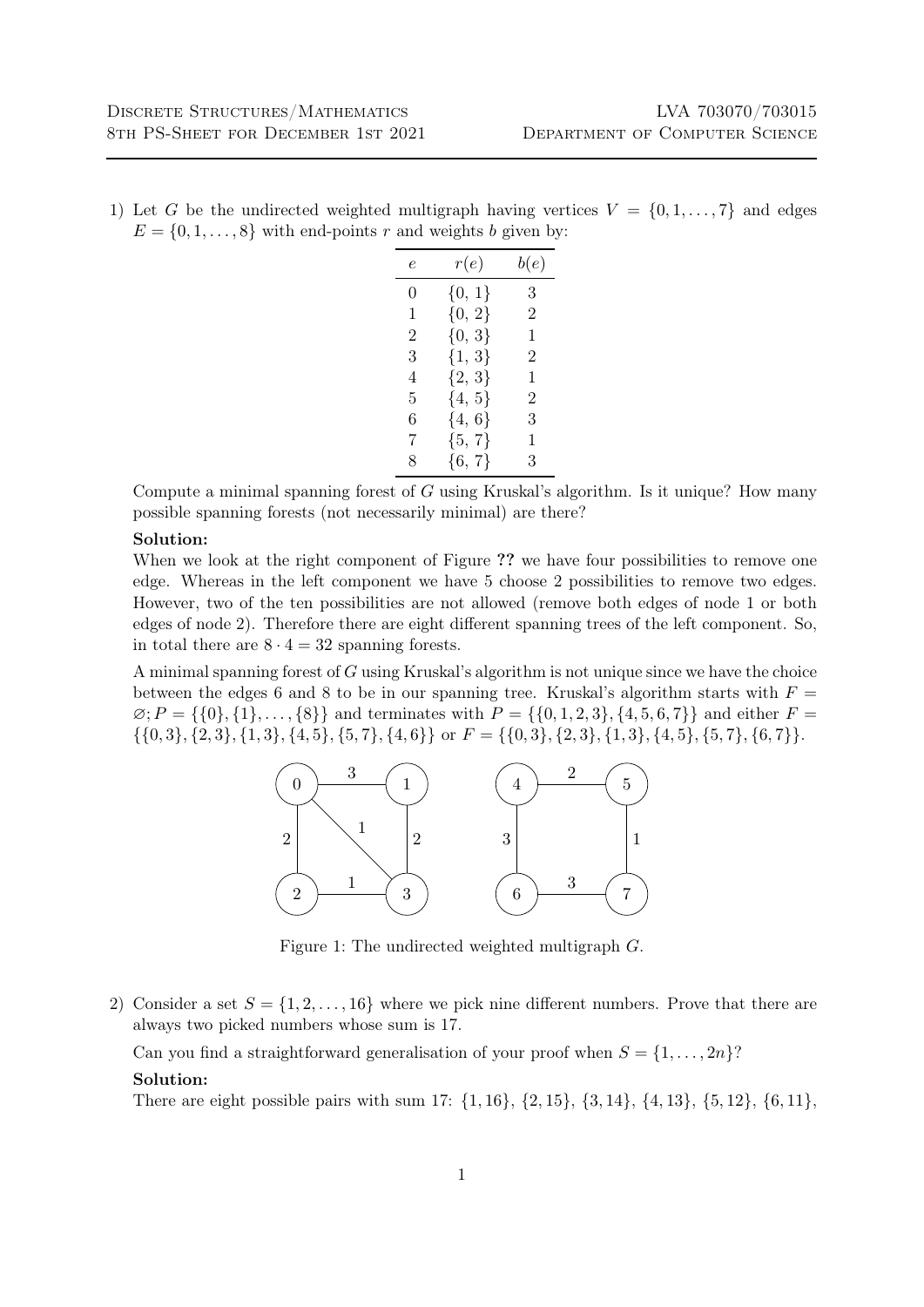1) Let $G$ be the undirected weighted multigraph having vertices $V = \{0, 1, \ldots, 7\}$ and edges $E = \{0, 1, \ldots, 8\}$ with end-points $r$ and weights $b$ given by:

| $e$ | $r(e)$ | $b(e)$ |
|---|---|---|
| 0 | $\{0, 1\}$ | 3 |
| 1 | $\{0, 2\}$ | 2 |
| 2 | $\{0, 3\}$ | 1 |
| 3 | $\{1, 3\}$ | 2 |
| 4 | $\{2, 3\}$ | 1 |
| 5 | $\{4, 5\}$ | 2 |
| 6 | $\{4, 6\}$ | 3 |
| 7 | $\{5, 7\}$ | 1 |
| 8 | $\{6, 7\}$ | 3 |

Compute a minimal spanning forest of $G$ using Kruskal's algorithm. Is it unique? How many possible spanning forests (not necessarily minimal) are there?

**Solution:**

When we look at the right component of Figure **??** we have four possibilities to remove one edge. Whereas in the left component we have 5 choose 2 possibilities to remove two edges. However, two of the ten possibilities are not allowed (remove both edges of node 1 or both edges of node 2). Therefore there are eight different spanning trees of the left component. So, in total there are $8 \cdot 4 = 32$ spanning forests.

A minimal spanning forest of $G$ using Kruskal's algorithm is not unique since we have the choice between the edges 6 and 8 to be in our spanning tree. Kruskal's algorithm starts with $F = \varnothing; P = \{\{0\}, \{1\}, \ldots, \{8\}\}$ and terminates with $P = \{\{0, 1, 2, 3\}, \{4, 5, 6, 7\}\}$ and either $F = \{\{0, 3\}, \{2, 3\}, \{1, 3\}, \{4, 5\}, \{5, 7\}, \{4, 6\}\}$ or $F = \{\{0, 3\}, \{2, 3\}, \{1, 3\}, \{4, 5\}, \{5, 7\}, \{6, 7\}\}$.

Figure 1: The undirected weighted multigraph $G$.

2) Consider a set $S = \{1, 2, \ldots, 16\}$ where we pick nine different numbers. Prove that there are always two picked numbers whose sum is 17.

Can you find a straightforward generalisation of your proof when $S = \{1, \ldots, 2n\}$?

**Solution:**

There are eight possible pairs with sum 17: $\{1, 16\}$, $\{2, 15\}$, $\{3, 14\}$, $\{4, 13\}$, $\{5, 12\}$, $\{6, 11\}$,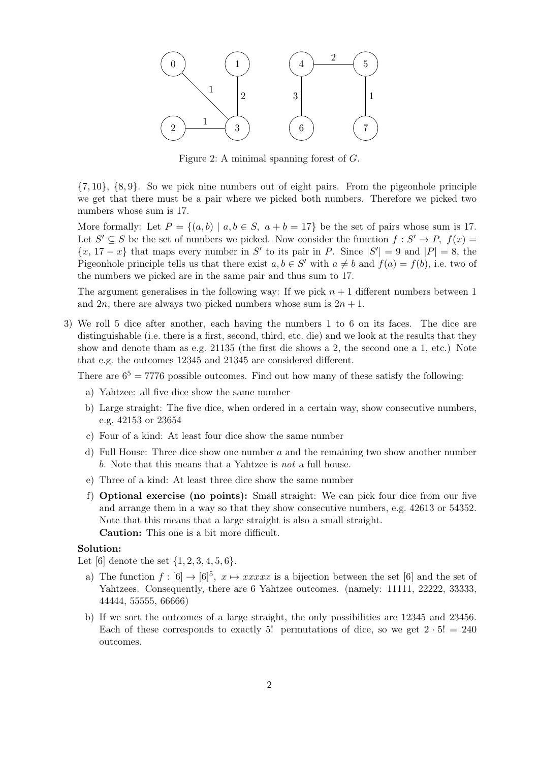Figure 2: A minimal spanning forest of $G$.

$\{7, 10\}$, $\{8, 9\}$. So we pick nine numbers out of eight pairs. From the pigeonhole principle we get that there must be a pair where we picked both numbers. Therefore we picked two numbers whose sum is 17.

More formally: Let $P = \{(a, b) \mid a, b \in S,\ a + b = 17\}$ be the set of pairs whose sum is 17. Let $S' \subseteq S$ be the set of numbers we picked. Now consider the function $f : S' \to P,\ f(x) = \{x,\ 17 - x\}$ that maps every number in $S'$ to its pair in $P$. Since $|S'| = 9$ and $|P| = 8$, the Pigeonhole principle tells us that there exist $a, b \in S'$ with $a \neq b$ and $f(a) = f(b)$, i.e. two of the numbers we picked are in the same pair and thus sum to 17.

The argument generalises in the following way: If we pick $n + 1$ different numbers between 1 and $2n$, there are always two picked numbers whose sum is $2n + 1$.

3) We roll 5 dice after another, each having the numbers 1 to 6 on its faces. The dice are distinguishable (i.e. there is a first, second, third, etc. die) and we look at the results that they show and denote tham as e.g. 21135 (the first die shows a 2, the second one a 1, etc.) Note that e.g. the outcomes 12345 and 21345 are considered different.

   There are $6^5 = 7776$ possible outcomes. Find out how many of these satisfy the following:

   a) Yahtzee: all five dice show the same number
   b) Large straight: The five dice, when ordered in a certain way, show consecutive numbers, e.g. 42153 or 23654
   c) Four of a kind: At least four dice show the same number
   d) Full House: Three dice show one number $a$ and the remaining two show another number $b$. Note that this means that a Yahtzee is *not* a full house.
   e) Three of a kind: At least three dice show the same number
   f) **Optional exercise (no points):** Small straight: We can pick four dice from our five and arrange them in a way so that they show consecutive numbers, e.g. 42613 or 54352. Note that this means that a large straight is also a small straight.
   **Caution:** This one is a bit more difficult.

**Solution:**
Let $[6]$ denote the set $\{1, 2, 3, 4, 5, 6\}$.

a) The function $f : [6] \to [6]^5,\ x \mapsto xxxxx$ is a bijection between the set $[6]$ and the set of Yahtzees. Consequently, there are 6 Yahtzee outcomes. (namely: 11111, 22222, 33333, 44444, 55555, 66666)

b) If we sort the outcomes of a large straight, the only possibilities are 12345 and 23456. Each of these corresponds to exactly $5!$ permutations of dice, so we get $2 \cdot 5! = 240$ outcomes.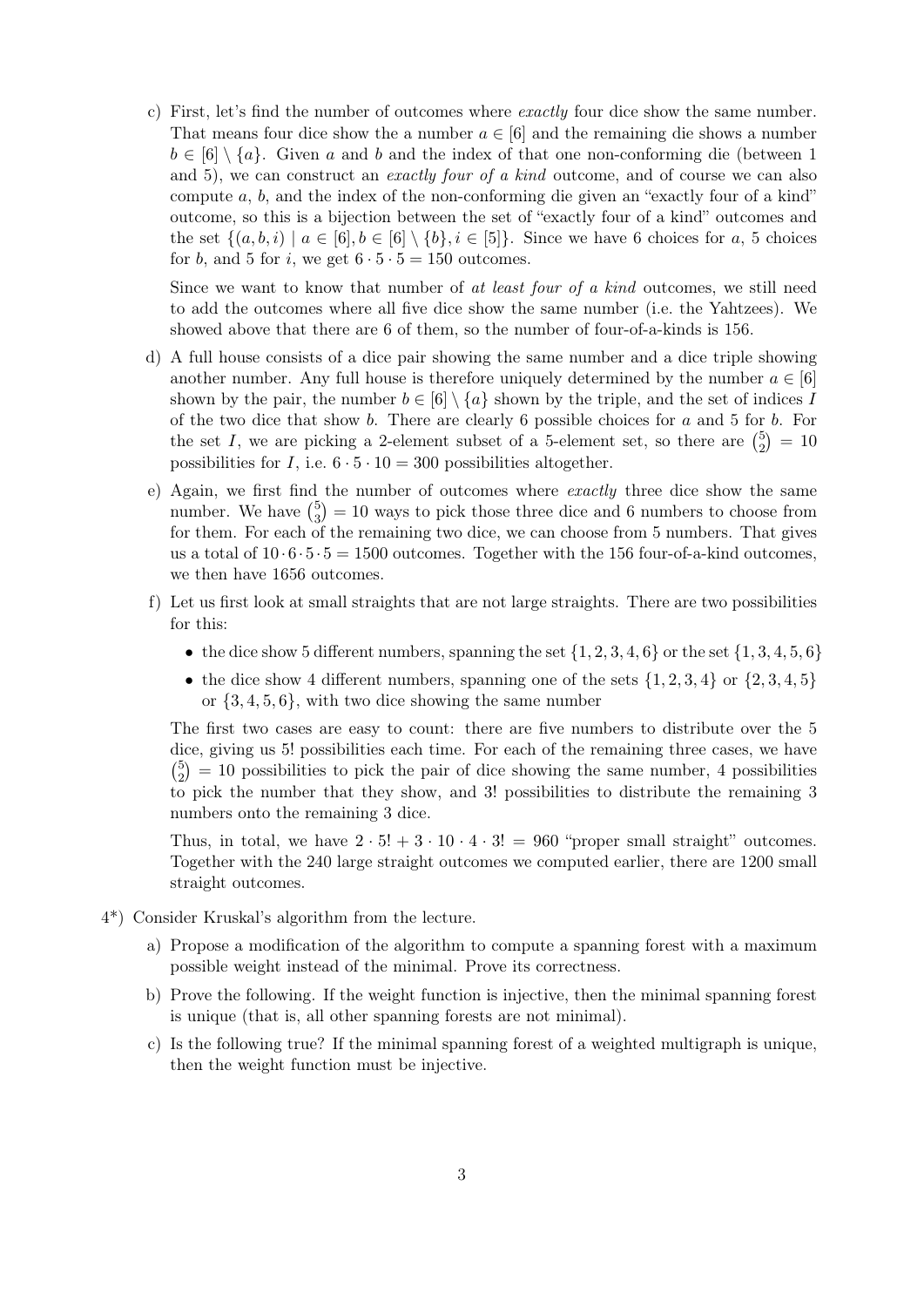c) First, let's find the number of outcomes where *exactly* four dice show the same number. That means four dice show the a number $a \in [6]$ and the remaining die shows a number $b \in [6] \setminus \{a\}$. Given $a$ and $b$ and the index of that one non-conforming die (between 1 and 5), we can construct an *exactly four of a kind* outcome, and of course we can also compute $a$, $b$, and the index of the non-conforming die given an "exactly four of a kind" outcome, so this is a bijection between the set of "exactly four of a kind" outcomes and the set $\{(a, b, i) \mid a \in [6], b \in [6] \setminus \{b\}, i \in [5]\}$. Since we have 6 choices for $a$, 5 choices for $b$, and 5 for $i$, we get $6 \cdot 5 \cdot 5 = 150$ outcomes.

   Since we want to know that number of *at least four of a kind* outcomes, we still need to add the outcomes where all five dice show the same number (i.e. the Yahtzees). We showed above that there are 6 of them, so the number of four-of-a-kinds is 156.

d) A full house consists of a dice pair showing the same number and a dice triple showing another number. Any full house is therefore uniquely determined by the number $a \in [6]$ shown by the pair, the number $b \in [6] \setminus \{a\}$ shown by the triple, and the set of indices $I$ of the two dice that show $b$. There are clearly 6 possible choices for $a$ and 5 for $b$. For the set $I$, we are picking a 2-element subset of a 5-element set, so there are $\binom{5}{2} = 10$ possibilities for $I$, i.e. $6 \cdot 5 \cdot 10 = 300$ possibilities altogether.

e) Again, we first find the number of outcomes where *exactly* three dice show the same number. We have $\binom{5}{3} = 10$ ways to pick those three dice and 6 numbers to choose from for them. For each of the remaining two dice, we can choose from 5 numbers. That gives us a total of $10 \cdot 6 \cdot 5 \cdot 5 = 1500$ outcomes. Together with the 156 four-of-a-kind outcomes, we then have 1656 outcomes.

f) Let us first look at small straights that are not large straights. There are two possibilities for this:

   - the dice show 5 different numbers, spanning the set $\{1, 2, 3, 4, 6\}$ or the set $\{1, 3, 4, 5, 6\}$
   - the dice show 4 different numbers, spanning one of the sets $\{1, 2, 3, 4\}$ or $\{2, 3, 4, 5\}$ or $\{3, 4, 5, 6\}$, with two dice showing the same number

   The first two cases are easy to count: there are five numbers to distribute over the 5 dice, giving us 5! possibilities each time. For each of the remaining three cases, we have $\binom{5}{2} = 10$ possibilities to pick the pair of dice showing the same number, 4 possibilities to pick the number that they show, and 3! possibilities to distribute the remaining 3 numbers onto the remaining 3 dice.

   Thus, in total, we have $2 \cdot 5! + 3 \cdot 10 \cdot 4 \cdot 3! = 960$ "proper small straight" outcomes. Together with the 240 large straight outcomes we computed earlier, there are 1200 small straight outcomes.

4*) Consider Kruskal's algorithm from the lecture.

   a) Propose a modification of the algorithm to compute a spanning forest with a maximum possible weight instead of the minimal. Prove its correctness.

   b) Prove the following. If the weight function is injective, then the minimal spanning forest is unique (that is, all other spanning forests are not minimal).

   c) Is the following true? If the minimal spanning forest of a weighted multigraph is unique, then the weight function must be injective.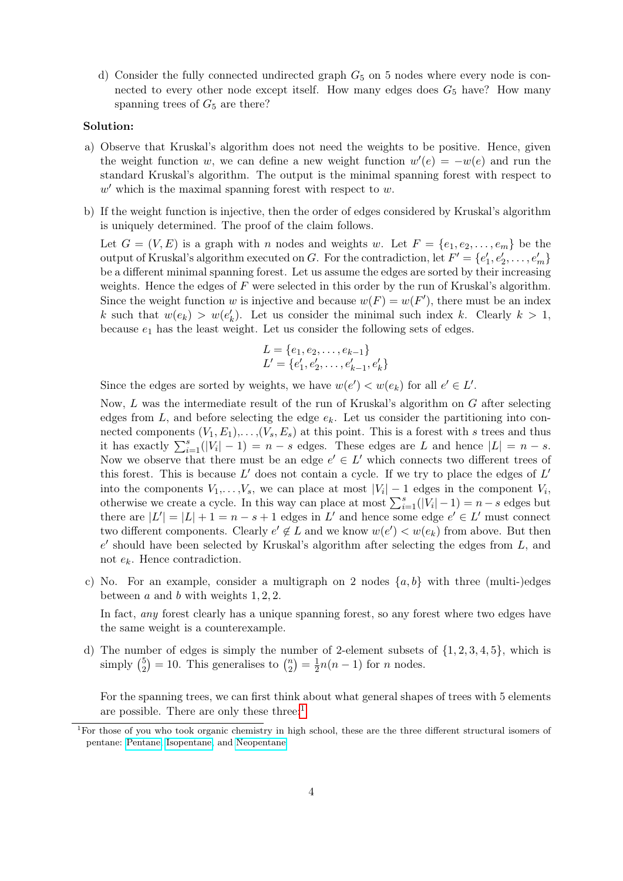d) Consider the fully connected undirected graph $G_5$ on 5 nodes where every node is connected to every other node except itself. How many edges does $G_5$ have? How many spanning trees of $G_5$ are there?

**Solution:**

a) Observe that Kruskal's algorithm does not need the weights to be positive. Hence, given the weight function $w$, we can define a new weight function $w'(e) = -w(e)$ and run the standard Kruskal's algorithm. The output is the minimal spanning forest with respect to $w'$ which is the maximal spanning forest with respect to $w$.

b) If the weight function is injective, then the order of edges considered by Kruskal's algorithm is uniquely determined. The proof of the claim follows.

   Let $G = (V, E)$ is a graph with $n$ nodes and weights $w$. Let $F = \{e_1, e_2, \ldots, e_m\}$ be the output of Kruskal's algorithm executed on $G$. For the contradiction, let $F' = \{e'_1, e'_2, \ldots, e'_m\}$ be a different minimal spanning forest. Let us assume the edges are sorted by their increasing weights. Hence the edges of $F$ were selected in this order by the run of Kruskal's algorithm. Since the weight function $w$ is injective and because $w(F) = w(F')$, there must be an index $k$ such that $w(e_k) > w(e'_k)$. Let us consider the minimal such index $k$. Clearly $k > 1$, because $e_1$ has the least weight. Let us consider the following sets of edges.

$$
\begin{aligned}
L &= \{e_1, e_2, \ldots, e_{k-1}\} \\
L' &= \{e'_1, e'_2, \ldots, e'_{k-1}, e'_k\}
\end{aligned}
$$

   Since the edges are sorted by weights, we have $w(e') < w(e_k)$ for all $e' \in L'$.

   Now, $L$ was the intermediate result of the run of Kruskal's algorithm on $G$ after selecting edges from $L$, and before selecting the edge $e_k$. Let us consider the partitioning into connected components $(V_1, E_1), \ldots, (V_s, E_s)$ at this point. This is a forest with $s$ trees and thus it has exactly $\sum_{i=1}^{s}(|V_i| - 1) = n - s$ edges. These edges are $L$ and hence $|L| = n - s$. Now we observe that there must be an edge $e' \in L'$ which connects two different trees of this forest. This is because $L'$ does not contain a cycle. If we try to place the edges of $L'$ into the components $V_1, \ldots, V_s$, we can place at most $|V_i| - 1$ edges in the component $V_i$, otherwise we create a cycle. In this way can place at most $\sum_{i=1}^{s}(|V_i| - 1) = n - s$ edges but there are $|L'| = |L| + 1 = n - s + 1$ edges in $L'$ and hence some edge $e' \in L'$ must connect two different components. Clearly $e' \notin L$ and we know $w(e') < w(e_k)$ from above. But then $e'$ should have been selected by Kruskal's algorithm after selecting the edges from $L$, and not $e_k$. Hence contradiction.

c) No. For an example, consider a multigraph on 2 nodes $\{a, b\}$ with three (multi-)edges between $a$ and $b$ with weights $1, 2, 2$.

   In fact, *any* forest clearly has a unique spanning forest, so any forest where two edges have the same weight is a counterexample.

d) The number of edges is simply the number of 2-element subsets of $\{1, 2, 3, 4, 5\}$, which is simply $\binom{5}{2} = 10$. This generalises to $\binom{n}{2} = \frac{1}{2}n(n-1)$ for $n$ nodes.

   For the spanning trees, we can first think about what general shapes of trees with 5 elements are possible. There are only these three:[1]

[1] For those of you who took organic chemistry in high school, these are the three different structural isomers of pentane: Pentane, Isopentane, and Neopentane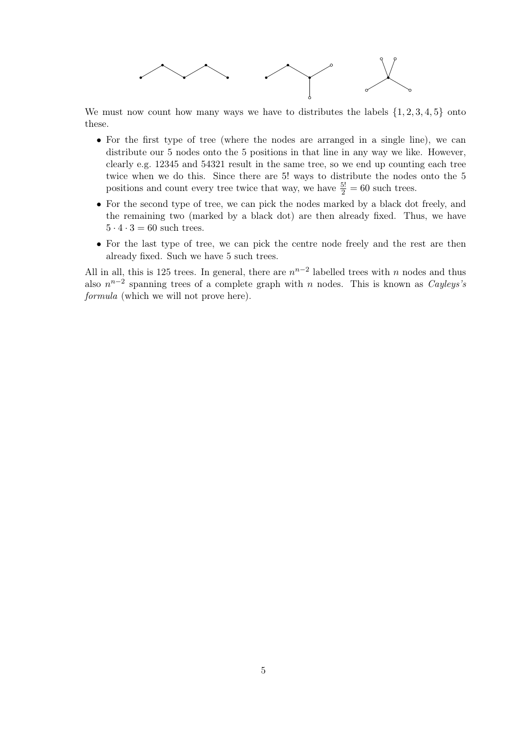We must now count how many ways we have to distributes the labels $\{1, 2, 3, 4, 5\}$ onto these.

- For the first type of tree (where the nodes are arranged in a single line), we can distribute our 5 nodes onto the 5 positions in that line in any way we like. However, clearly e.g. 12345 and 54321 result in the same tree, so we end up counting each tree twice when we do this. Since there are 5! ways to distribute the nodes onto the 5 positions and count every tree twice that way, we have $\frac{5!}{2} = 60$ such trees.
- For the second type of tree, we can pick the nodes marked by a black dot freely, and the remaining two (marked by a black dot) are then already fixed. Thus, we have $5 \cdot 4 \cdot 3 = 60$ such trees.
- For the last type of tree, we can pick the centre node freely and the rest are then already fixed. Such we have 5 such trees.

All in all, this is 125 trees. In general, there are $n^{n-2}$ labelled trees with $n$ nodes and thus also $n^{n-2}$ spanning trees of a complete graph with $n$ nodes. This is known as *Cayleys's formula* (which we will not prove here).